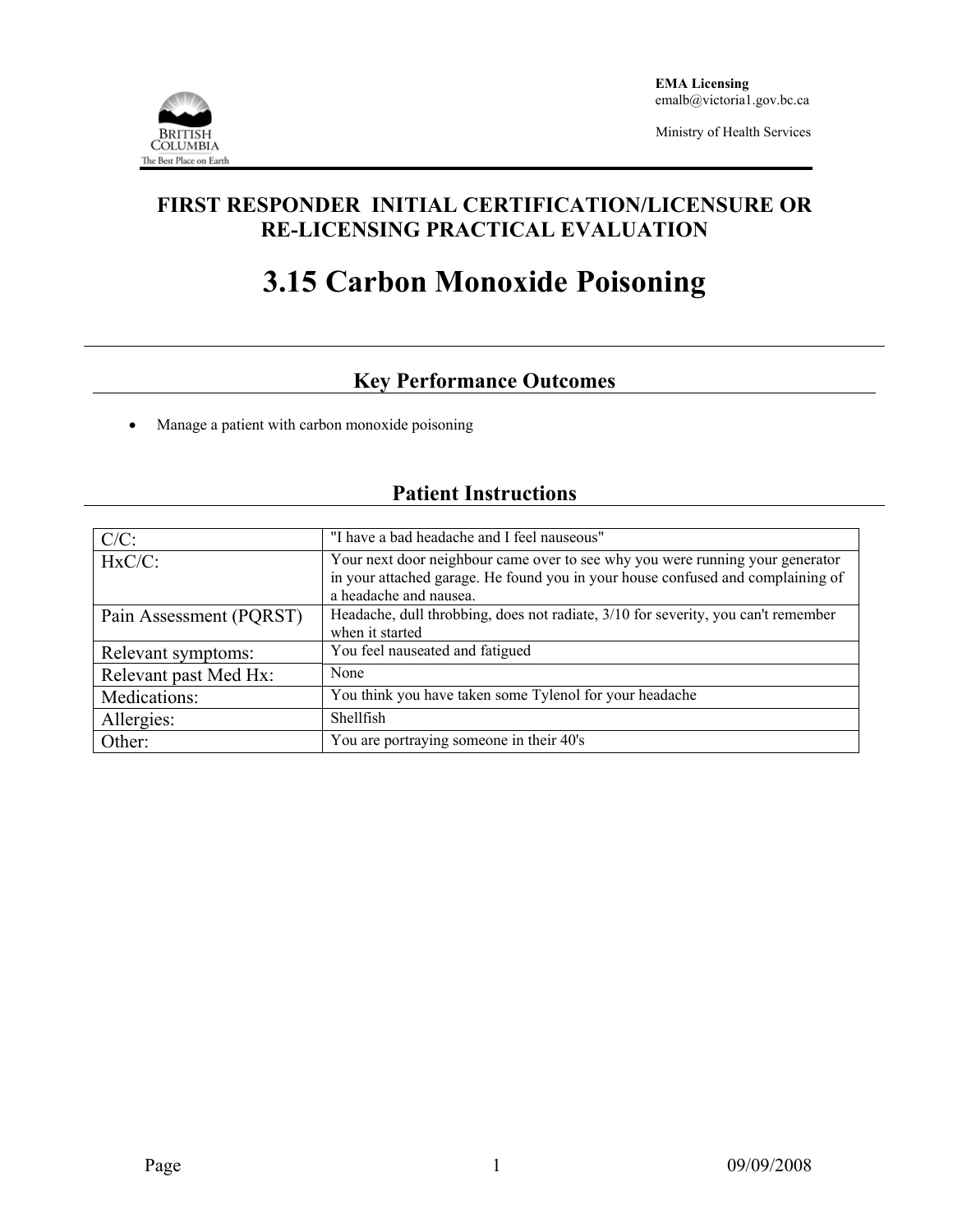**EMA Licensing**
emalb@victoria1.gov.bc.ca

Ministry of Health Services

## FIRST RESPONDER INITIAL CERTIFICATION/LICENSURE OR RE-LICENSING PRACTICAL EVALUATION

# 3.15 Carbon Monoxide Poisoning

## Key Performance Outcomes

- Manage a patient with carbon monoxide poisoning

## Patient Instructions

| | |
|---|---|
| C/C: | "I have a bad headache and I feel nauseous" |
| HxC/C: | Your next door neighbour came over to see why you were running your generator in your attached garage. He found you in your house confused and complaining of a headache and nausea. |
| Pain Assessment (PQRST) | Headache, dull throbbing, does not radiate, 3/10 for severity, you can't remember when it started |
| Relevant symptoms: | You feel nauseated and fatigued |
| Relevant past Med Hx: | None |
| Medications: | You think you have taken some Tylenol for your headache |
| Allergies: | Shellfish |
| Other: | You are portraying someone in their 40's |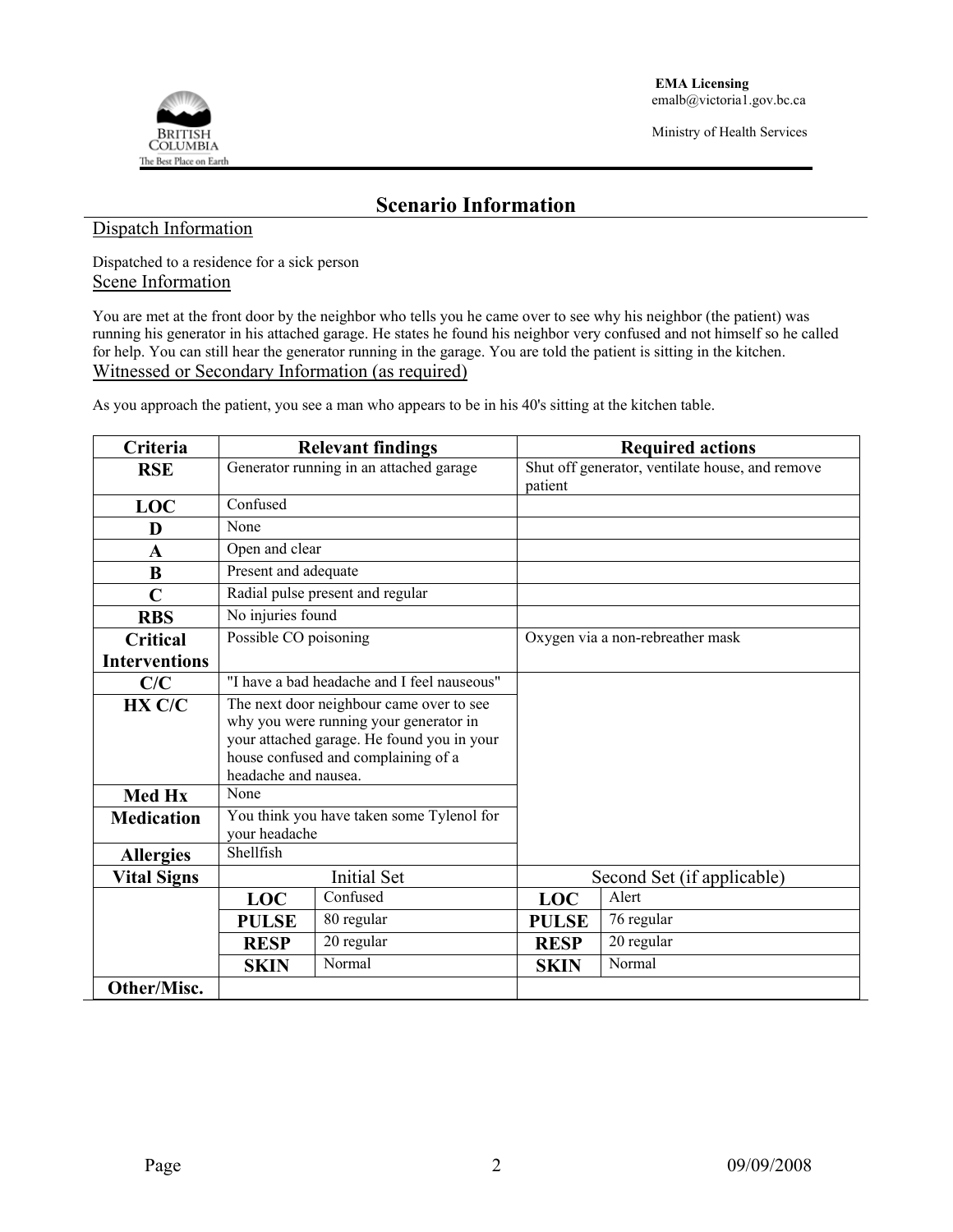EMA Licensing
emalb@victoria1.gov.bc.ca

Ministry of Health Services

## Scenario Information

Dispatch Information

Dispatched to a residence for a sick person

Scene Information

You are met at the front door by the neighbor who tells you he came over to see why his neighbor (the patient) was running his generator in his attached garage. He states he found his neighbor very confused and not himself so he called for help. You can still hear the generator running in the garage. You are told the patient is sitting in the kitchen.

Witnessed or Secondary Information (as required)

As you approach the patient, you see a man who appears to be in his 40's sitting at the kitchen table.

| Criteria | Relevant findings | | Required actions | |
|---|---|---|---|---|
| **RSE** | Generator running in an attached garage | | Shut off generator, ventilate house, and remove patient | |
| **LOC** | Confused | | | |
| **D** | None | | | |
| **A** | Open and clear | | | |
| **B** | Present and adequate | | | |
| **C** | Radial pulse present and regular | | | |
| **RBS** | No injuries found | | | |
| **Critical Interventions** | Possible CO poisoning | | Oxygen via a non-rebreather mask | |
| **C/C** | "I have a bad headache and I feel nauseous" | | | |
| **HX C/C** | The next door neighbour came over to see why you were running your generator in your attached garage. He found you in your house confused and complaining of a headache and nausea. | | | |
| **Med Hx** | None | | | |
| **Medication** | You think you have taken some Tylenol for your headache | | | |
| **Allergies** | Shellfish | | | |
| **Vital Signs** | Initial Set | | Second Set (if applicable) | |
| | **LOC** | Confused | **LOC** | Alert |
| | **PULSE** | 80 regular | **PULSE** | 76 regular |
| | **RESP** | 20 regular | **RESP** | 20 regular |
| | **SKIN** | Normal | **SKIN** | Normal |
| **Other/Misc.** | | | | |

09/09/2008